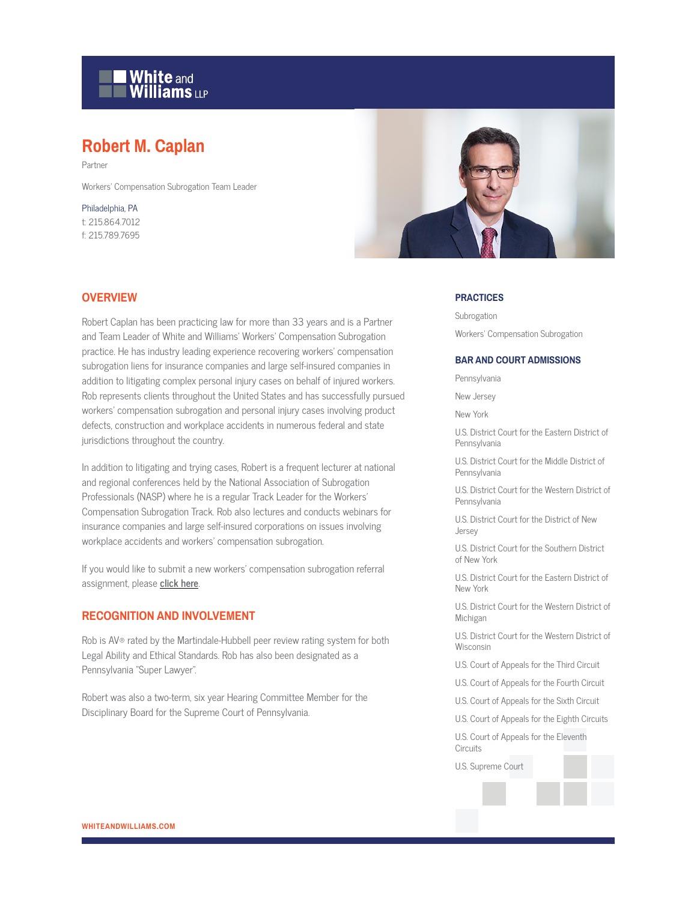White and Williams LLP

# Robert M. Caplan

Partner

Workers' Compensation Subrogation Team Leader

Philadelphia, PA
t: 215.864.7012
f: 215.789.7695

## OVERVIEW

Robert Caplan has been practicing law for more than 33 years and is a Partner and Team Leader of White and Williams' Workers' Compensation Subrogation practice. He has industry leading experience recovering workers' compensation subrogation liens for insurance companies and large self-insured companies in addition to litigating complex personal injury cases on behalf of injured workers. Rob represents clients throughout the United States and has successfully pursued workers' compensation subrogation and personal injury cases involving product defects, construction and workplace accidents in numerous federal and state jurisdictions throughout the country.

In addition to litigating and trying cases, Robert is a frequent lecturer at national and regional conferences held by the National Association of Subrogation Professionals (NASP) where he is a regular Track Leader for the Workers' Compensation Subrogation Track. Rob also lectures and conducts webinars for insurance companies and large self-insured corporations on issues involving workplace accidents and workers' compensation subrogation.

If you would like to submit a new workers' compensation subrogation referral assignment, please **click here**.

## RECOGNITION AND INVOLVEMENT

Rob is AV® rated by the Martindale-Hubbell peer review rating system for both Legal Ability and Ethical Standards. Rob has also been designated as a Pennsylvania "Super Lawyer".

Robert was also a two-term, six year Hearing Committee Member for the Disciplinary Board for the Supreme Court of Pennsylvania.

## PRACTICES

Subrogation

Workers' Compensation Subrogation

## BAR AND COURT ADMISSIONS

Pennsylvania

New Jersey

New York

U.S. District Court for the Eastern District of Pennsylvania

U.S. District Court for the Middle District of Pennsylvania

U.S. District Court for the Western District of Pennsylvania

U.S. District Court for the District of New Jersey

U.S. District Court for the Southern District of New York

U.S. District Court for the Eastern District of New York

U.S. District Court for the Western District of Michigan

U.S. District Court for the Western District of Wisconsin

U.S. Court of Appeals for the Third Circuit

U.S. Court of Appeals for the Fourth Circuit

U.S. Court of Appeals for the Sixth Circuit

U.S. Court of Appeals for the Eighth Circuits

U.S. Court of Appeals for the Eleventh Circuits

U.S. Supreme Court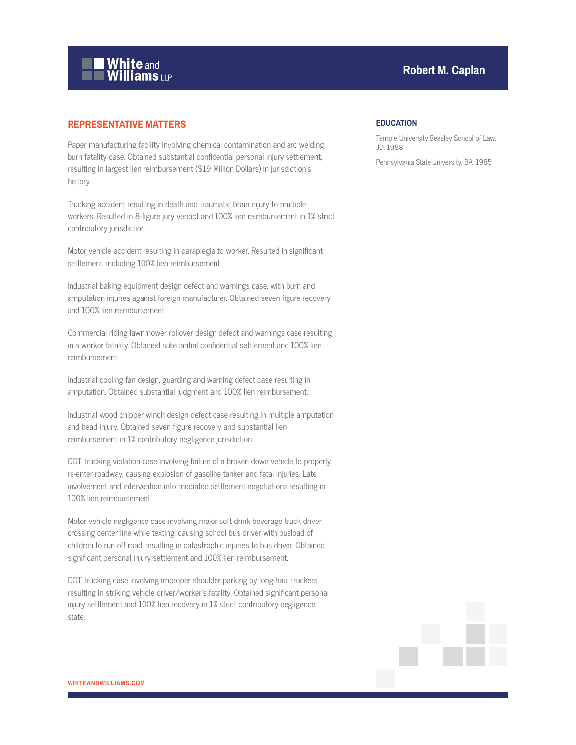## REPRESENTATIVE MATTERS

Paper manufacturing facility involving chemical contamination and arc welding burn fatality case. Obtained substantial confidential personal injury settlement, resulting in largest lien reimbursement ($19 Million Dollars) in jurisdiction's history.

Trucking accident resulting in death and traumatic brain injury to multiple workers. Resulted in 8-figure jury verdict and 100% lien reimbursement in 1% strict contributory jurisdiction.

Motor vehicle accident resulting in paraplegia to worker. Resulted in significant settlement, including 100% lien reimbursement.

Industrial baking equipment design defect and warnings case, with burn and amputation injuries against foreign manufacturer. Obtained seven figure recovery and 100% lien reimbursement.

Commercial riding lawnmower rollover design defect and warnings case resulting in a worker fatality. Obtained substantial confidential settlement and 100% lien reimbursement.

Industrial cooling fan design, guarding and warning defect case resulting in amputation. Obtained substantial judgment and 100% lien reimbursement.

Industrial wood chipper winch design defect case resulting in multiple amputation and head injury. Obtained seven figure recovery and substantial lien reimbursement in 1% contributory negligence jurisdiction.

DOT trucking violation case involving failure of a broken down vehicle to properly re-enter roadway, causing explosion of gasoline tanker and fatal injuries. Late involvement and intervention into mediated settlement negotiations resulting in 100% lien reimbursement.

Motor vehicle negligence case involving major soft drink beverage truck driver crossing center line while texting, causing school bus driver with busload of children to run off road, resulting in catastrophic injuries to bus driver. Obtained significant personal injury settlement and 100% lien reimbursement.

DOT trucking case involving improper shoulder parking by long-haul truckers resulting in striking vehicle driver/worker's fatality. Obtained significant personal injury settlement and 100% lien recovery in 1% strict contributory negligence state.

### EDUCATION

Temple University Beasley School of Law, JD, 1988

Pennsylvania State University, BA, 1985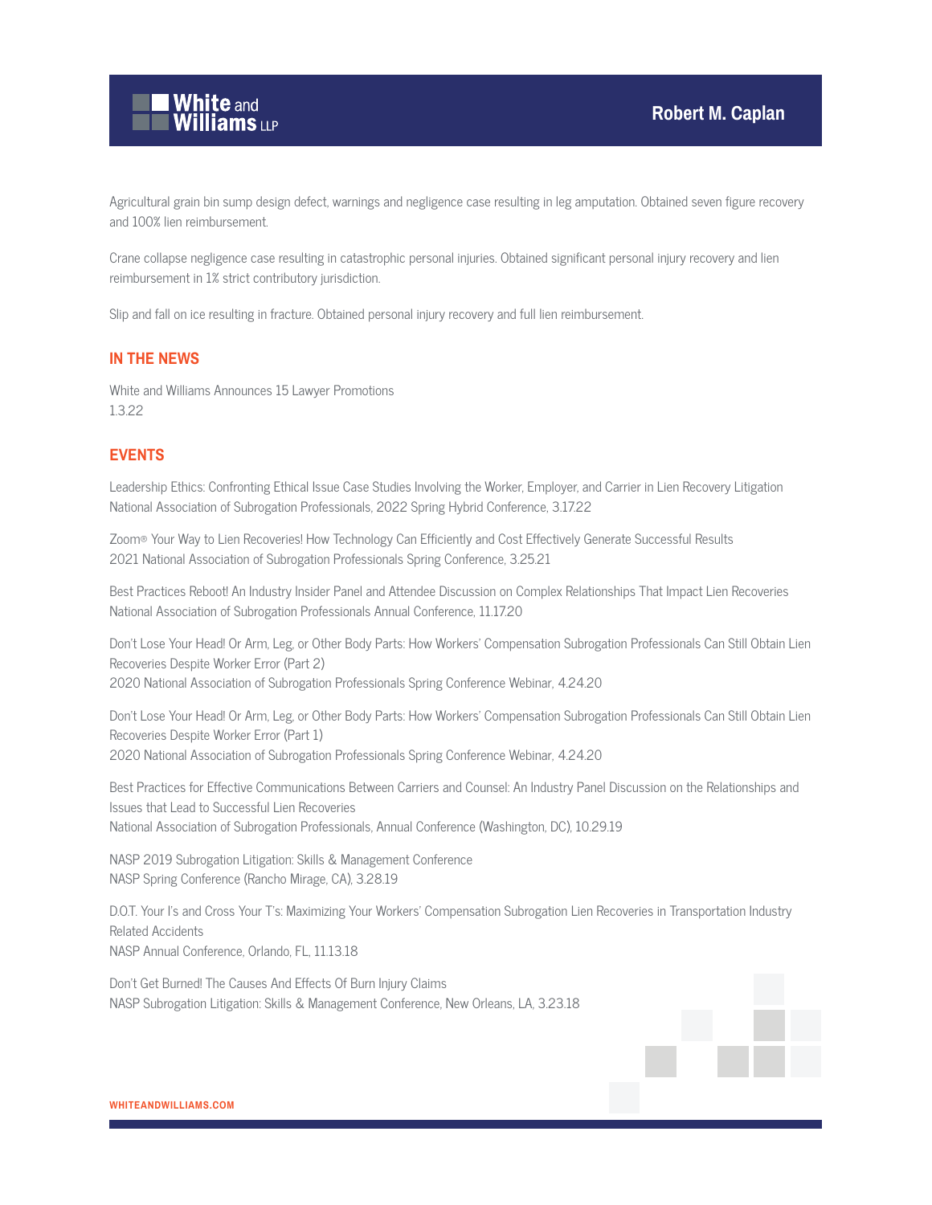Agricultural grain bin sump design defect, warnings and negligence case resulting in leg amputation. Obtained seven figure recovery and 100% lien reimbursement.

Crane collapse negligence case resulting in catastrophic personal injuries. Obtained significant personal injury recovery and lien reimbursement in 1% strict contributory jurisdiction.

Slip and fall on ice resulting in fracture. Obtained personal injury recovery and full lien reimbursement.

## IN THE NEWS

White and Williams Announces 15 Lawyer Promotions
1.3.22

## EVENTS

Leadership Ethics: Confronting Ethical Issue Case Studies Involving the Worker, Employer, and Carrier in Lien Recovery Litigation
National Association of Subrogation Professionals, 2022 Spring Hybrid Conference, 3.17.22

Zoom® Your Way to Lien Recoveries! How Technology Can Efficiently and Cost Effectively Generate Successful Results
2021 National Association of Subrogation Professionals Spring Conference, 3.25.21

Best Practices Reboot! An Industry Insider Panel and Attendee Discussion on Complex Relationships That Impact Lien Recoveries
National Association of Subrogation Professionals Annual Conference, 11.17.20

Don't Lose Your Head! Or Arm, Leg, or Other Body Parts: How Workers' Compensation Subrogation Professionals Can Still Obtain Lien Recoveries Despite Worker Error (Part 2)
2020 National Association of Subrogation Professionals Spring Conference Webinar, 4.24.20

Don't Lose Your Head! Or Arm, Leg, or Other Body Parts: How Workers' Compensation Subrogation Professionals Can Still Obtain Lien Recoveries Despite Worker Error (Part 1)
2020 National Association of Subrogation Professionals Spring Conference Webinar, 4.24.20

Best Practices for Effective Communications Between Carriers and Counsel: An Industry Panel Discussion on the Relationships and Issues that Lead to Successful Lien Recoveries
National Association of Subrogation Professionals, Annual Conference (Washington, DC), 10.29.19

NASP 2019 Subrogation Litigation: Skills & Management Conference
NASP Spring Conference (Rancho Mirage, CA), 3.28.19

D.O.T. Your I's and Cross Your T's: Maximizing Your Workers' Compensation Subrogation Lien Recoveries in Transportation Industry Related Accidents
NASP Annual Conference, Orlando, FL, 11.13.18

Don't Get Burned! The Causes And Effects Of Burn Injury Claims
NASP Subrogation Litigation: Skills & Management Conference, New Orleans, LA, 3.23.18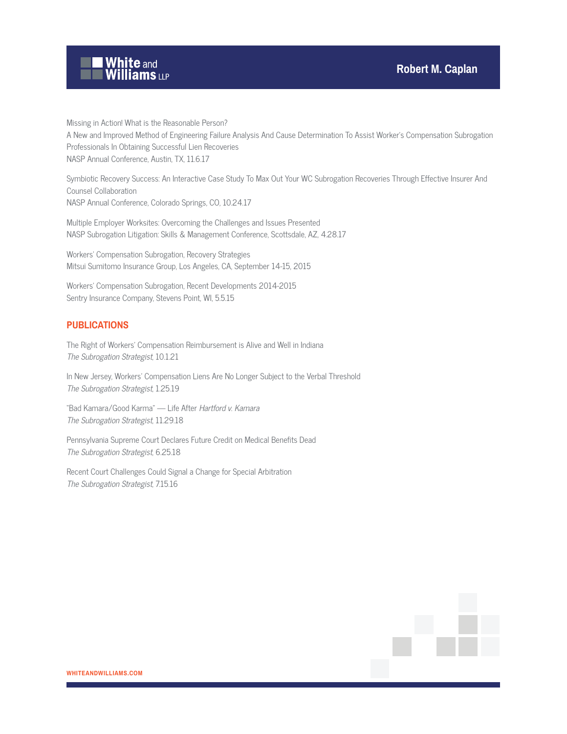Missing in Action! What is the Reasonable Person?
A New and Improved Method of Engineering Failure Analysis And Cause Determination To Assist Worker's Compensation Subrogation Professionals In Obtaining Successful Lien Recoveries
NASP Annual Conference, Austin, TX, 11.6.17

Symbiotic Recovery Success: An Interactive Case Study To Max Out Your WC Subrogation Recoveries Through Effective Insurer And Counsel Collaboration
NASP Annual Conference, Colorado Springs, CO, 10.24.17

Multiple Employer Worksites: Overcoming the Challenges and Issues Presented
NASP Subrogation Litigation: Skills & Management Conference, Scottsdale, AZ, 4.28.17

Workers' Compensation Subrogation, Recovery Strategies
Mitsui Sumitomo Insurance Group, Los Angeles, CA, September 14-15, 2015

Workers' Compensation Subrogation, Recent Developments 2014-2015
Sentry Insurance Company, Stevens Point, WI, 5.5.15

## PUBLICATIONS

The Right of Workers' Compensation Reimbursement is Alive and Well in Indiana
*The Subrogation Strategist*, 10.1.21

In New Jersey, Workers' Compensation Liens Are No Longer Subject to the Verbal Threshold
*The Subrogation Strategist*, 1.25.19

"Bad Kamara/Good Karma" — Life After *Hartford v. Kamara*
*The Subrogation Strategist*, 11.29.18

Pennsylvania Supreme Court Declares Future Credit on Medical Benefits Dead
*The Subrogation Strategist*, 6.25.18

Recent Court Challenges Could Signal a Change for Special Arbitration
*The Subrogation Strategist*, 7.15.16